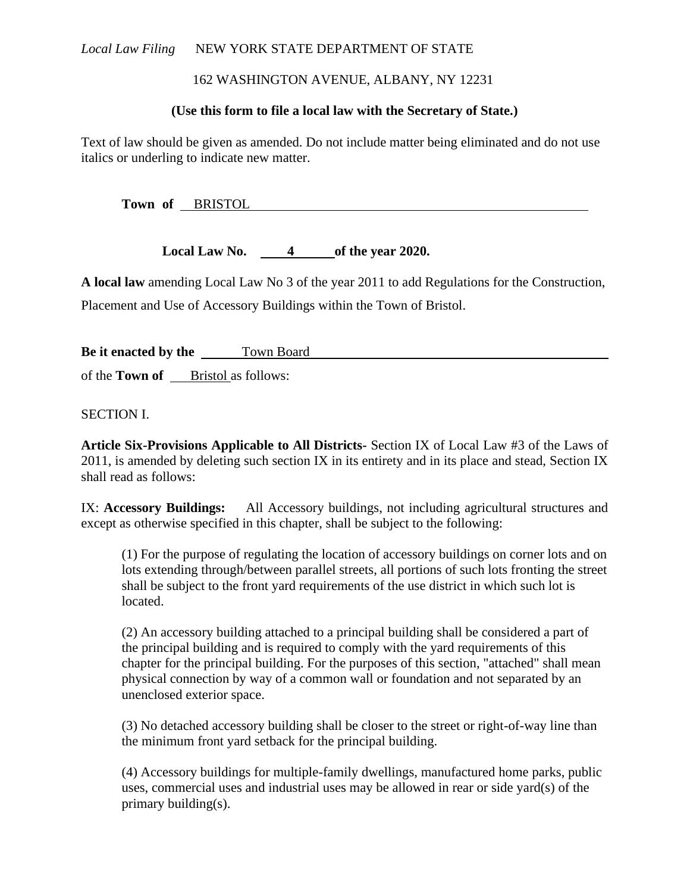*Local Law Filing* NEW YORK STATE DEPARTMENT OF STATE

162 WASHINGTON AVENUE, ALBANY, NY 12231

**(Use this form to file a local law with the Secretary of State.)**

Text of law should be given as amended. Do not include matter being eliminated and do not use italics or underling to indicate new matter.

**Town of** BRISTOL

**Local Law No. 4 of the year 2020.**

**A local law** amending Local Law No 3 of the year 2011 to add Regulations for the Construction, Placement and Use of Accessory Buildings within the Town of Bristol.

**Be it enacted by the** Town Board

of the **Town of** Bristol as follows:

SECTION I.

**Article Six-Provisions Applicable to All Districts**- Section IX of Local Law #3 of the Laws of 2011, is amended by deleting such section IX in its entirety and in its place and stead, Section IX shall read as follows:

IX: **Accessory Buildings:** All Accessory buildings, not including agricultural structures and except as otherwise specified in this chapter, shall be subject to the following:

(1) For the purpose of regulating the location of accessory buildings on corner lots and on lots extending through/between parallel streets, all portions of such lots fronting the street shall be subject to the front yard requirements of the use district in which such lot is located.

(2) An accessory building attached to a principal building shall be considered a part of the principal building and is required to comply with the yard requirements of this chapter for the principal building. For the purposes of this section, "attached" shall mean physical connection by way of a common wall or foundation and not separated by an unenclosed exterior space.

(3) No detached accessory building shall be closer to the street or right-of-way line than the minimum front yard setback for the principal building.

(4) Accessory buildings for multiple-family dwellings, manufactured home parks, public uses, commercial uses and industrial uses may be allowed in rear or side yard(s) of the primary building(s).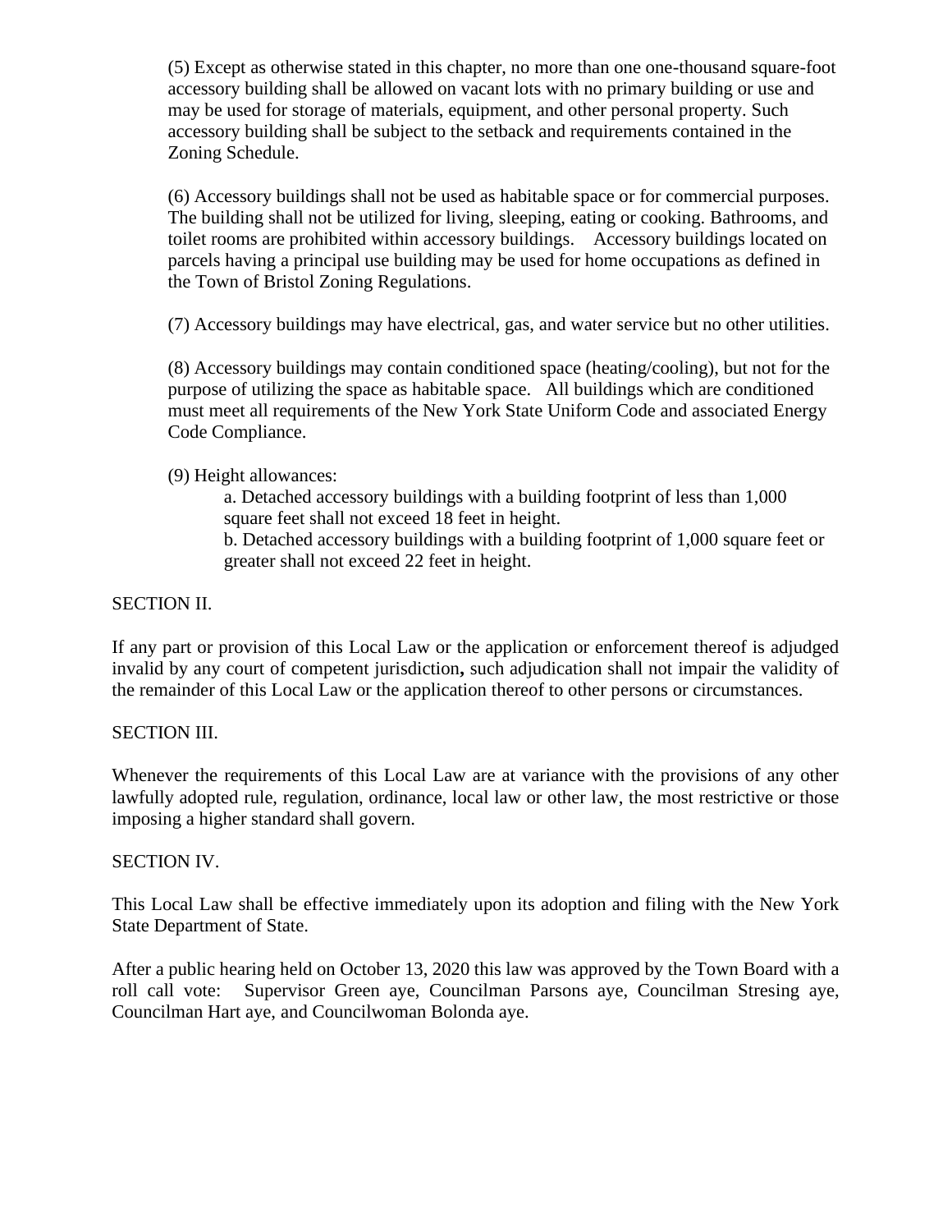(5) Except as otherwise stated in this chapter, no more than one one-thousand square-foot accessory building shall be allowed on vacant lots with no primary building or use and may be used for storage of materials, equipment, and other personal property. Such accessory building shall be subject to the setback and requirements contained in the Zoning Schedule.

(6) Accessory buildings shall not be used as habitable space or for commercial purposes. The building shall not be utilized for living, sleeping, eating or cooking. Bathrooms, and toilet rooms are prohibited within accessory buildings. Accessory buildings located on parcels having a principal use building may be used for home occupations as defined in the Town of Bristol Zoning Regulations.

(7) Accessory buildings may have electrical, gas, and water service but no other utilities.

(8) Accessory buildings may contain conditioned space (heating/cooling), but not for the purpose of utilizing the space as habitable space. All buildings which are conditioned must meet all requirements of the New York State Uniform Code and associated Energy Code Compliance.

(9) Height allowances:

a. Detached accessory buildings with a building footprint of less than 1,000 square feet shall not exceed 18 feet in height.

b. Detached accessory buildings with a building footprint of 1,000 square feet or greater shall not exceed 22 feet in height.

SECTION II.

If any part or provision of this Local Law or the application or enforcement thereof is adjudged invalid by any court of competent jurisdiction**,** such adjudication shall not impair the validity of the remainder of this Local Law or the application thereof to other persons or circumstances.

SECTION III.

Whenever the requirements of this Local Law are at variance with the provisions of any other lawfully adopted rule, regulation, ordinance, local law or other law, the most restrictive or those imposing a higher standard shall govern.

SECTION IV.

This Local Law shall be effective immediately upon its adoption and filing with the New York State Department of State.

After a public hearing held on October 13, 2020 this law was approved by the Town Board with a roll call vote: Supervisor Green aye, Councilman Parsons aye, Councilman Stresing aye, Councilman Hart aye, and Councilwoman Bolonda aye.